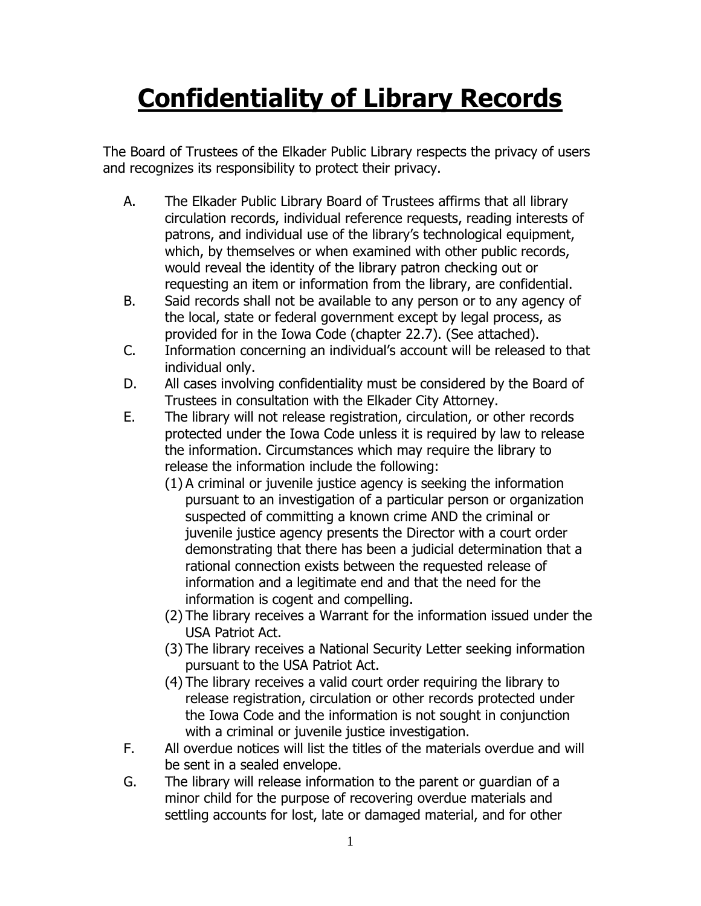# Confidentiality of Library Records

The Board of Trustees of the Elkader Public Library respects the privacy of users and recognizes its responsibility to protect their privacy.

A. The Elkader Public Library Board of Trustees affirms that all library circulation records, individual reference requests, reading interests of patrons, and individual use of the library's technological equipment, which, by themselves or when examined with other public records, would reveal the identity of the library patron checking out or requesting an item or information from the library, are confidential.

B. Said records shall not be available to any person or to any agency of the local, state or federal government except by legal process, as provided for in the Iowa Code (chapter 22.7). (See attached).

C. Information concerning an individual's account will be released to that individual only.

D. All cases involving confidentiality must be considered by the Board of Trustees in consultation with the Elkader City Attorney.

E. The library will not release registration, circulation, or other records protected under the Iowa Code unless it is required by law to release the information. Circumstances which may require the library to release the information include the following:

   (1) A criminal or juvenile justice agency is seeking the information pursuant to an investigation of a particular person or organization suspected of committing a known crime AND the criminal or juvenile justice agency presents the Director with a court order demonstrating that there has been a judicial determination that a rational connection exists between the requested release of information and a legitimate end and that the need for the information is cogent and compelling.

   (2) The library receives a Warrant for the information issued under the USA Patriot Act.

   (3) The library receives a National Security Letter seeking information pursuant to the USA Patriot Act.

   (4) The library receives a valid court order requiring the library to release registration, circulation or other records protected under the Iowa Code and the information is not sought in conjunction with a criminal or juvenile justice investigation.

F. All overdue notices will list the titles of the materials overdue and will be sent in a sealed envelope.

G. The library will release information to the parent or guardian of a minor child for the purpose of recovering overdue materials and settling accounts for lost, late or damaged material, and for other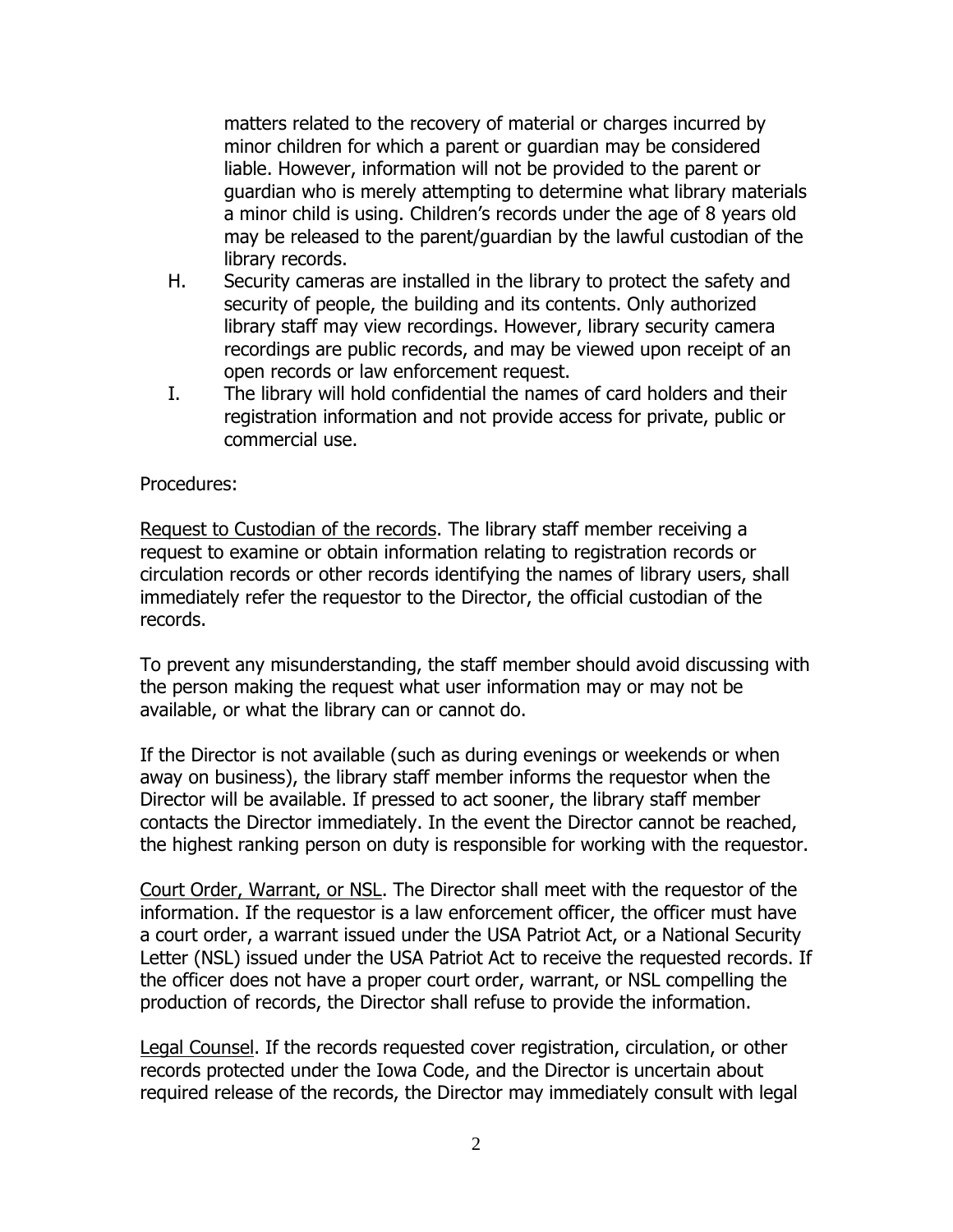matters related to the recovery of material or charges incurred by minor children for which a parent or guardian may be considered liable. However, information will not be provided to the parent or guardian who is merely attempting to determine what library materials a minor child is using. Children's records under the age of 8 years old may be released to the parent/guardian by the lawful custodian of the library records.

H. Security cameras are installed in the library to protect the safety and security of people, the building and its contents. Only authorized library staff may view recordings. However, library security camera recordings are public records, and may be viewed upon receipt of an open records or law enforcement request.

I. The library will hold confidential the names of card holders and their registration information and not provide access for private, public or commercial use.

Procedures:

<u>Request to Custodian of the records</u>. The library staff member receiving a request to examine or obtain information relating to registration records or circulation records or other records identifying the names of library users, shall immediately refer the requestor to the Director, the official custodian of the records.

To prevent any misunderstanding, the staff member should avoid discussing with the person making the request what user information may or may not be available, or what the library can or cannot do.

If the Director is not available (such as during evenings or weekends or when away on business), the library staff member informs the requestor when the Director will be available. If pressed to act sooner, the library staff member contacts the Director immediately. In the event the Director cannot be reached, the highest ranking person on duty is responsible for working with the requestor.

<u>Court Order, Warrant, or NSL</u>. The Director shall meet with the requestor of the information. If the requestor is a law enforcement officer, the officer must have a court order, a warrant issued under the USA Patriot Act, or a National Security Letter (NSL) issued under the USA Patriot Act to receive the requested records. If the officer does not have a proper court order, warrant, or NSL compelling the production of records, the Director shall refuse to provide the information.

<u>Legal Counsel</u>. If the records requested cover registration, circulation, or other records protected under the Iowa Code, and the Director is uncertain about required release of the records, the Director may immediately consult with legal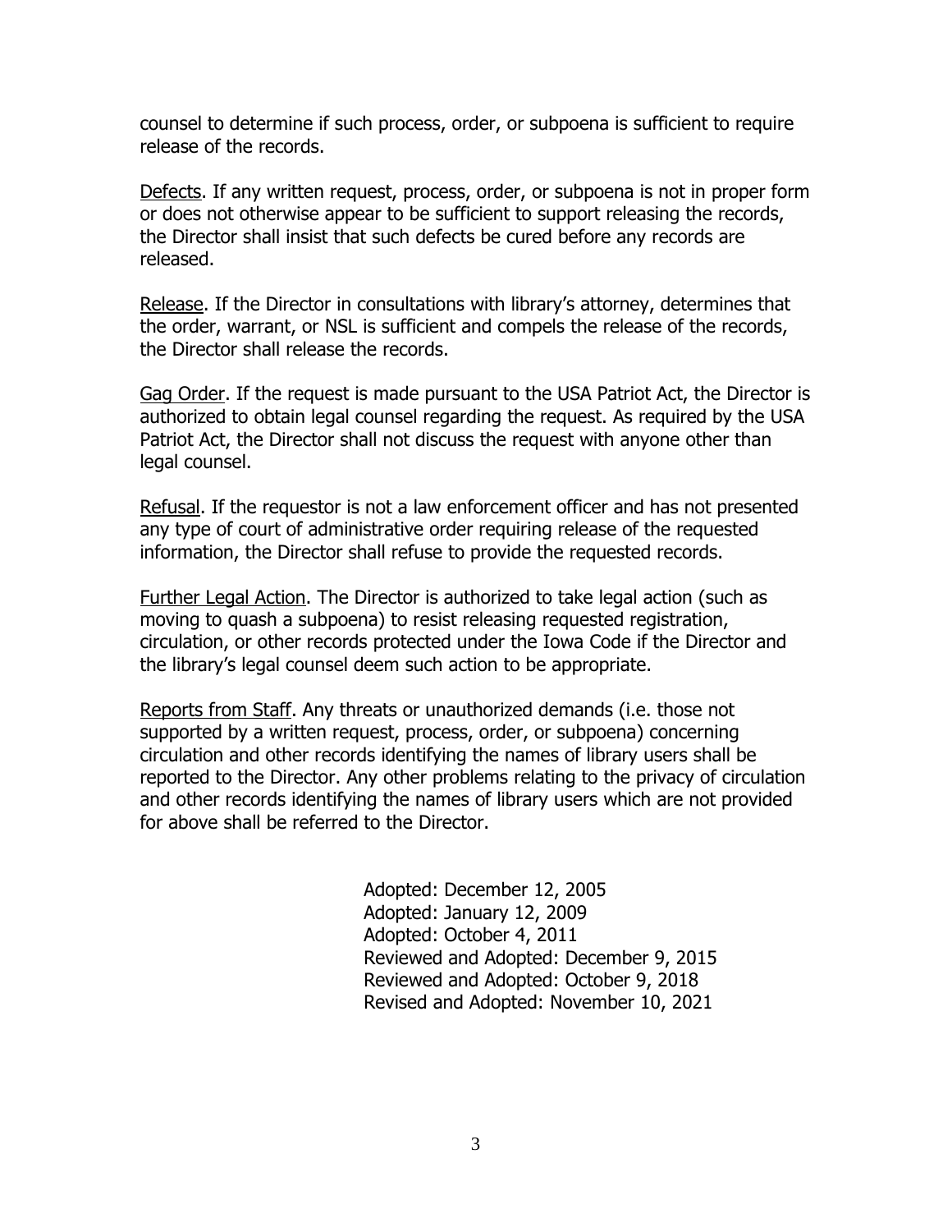counsel to determine if such process, order, or subpoena is sufficient to require release of the records.

<u>Defects</u>. If any written request, process, order, or subpoena is not in proper form or does not otherwise appear to be sufficient to support releasing the records, the Director shall insist that such defects be cured before any records are released.

<u>Release</u>. If the Director in consultations with library's attorney, determines that the order, warrant, or NSL is sufficient and compels the release of the records, the Director shall release the records.

<u>Gag Order</u>. If the request is made pursuant to the USA Patriot Act, the Director is authorized to obtain legal counsel regarding the request. As required by the USA Patriot Act, the Director shall not discuss the request with anyone other than legal counsel.

<u>Refusal</u>. If the requestor is not a law enforcement officer and has not presented any type of court of administrative order requiring release of the requested information, the Director shall refuse to provide the requested records.

<u>Further Legal Action</u>. The Director is authorized to take legal action (such as moving to quash a subpoena) to resist releasing requested registration, circulation, or other records protected under the Iowa Code if the Director and the library's legal counsel deem such action to be appropriate.

<u>Reports from Staff</u>. Any threats or unauthorized demands (i.e. those not supported by a written request, process, order, or subpoena) concerning circulation and other records identifying the names of library users shall be reported to the Director. Any other problems relating to the privacy of circulation and other records identifying the names of library users which are not provided for above shall be referred to the Director.

Adopted: December 12, 2005
Adopted: January 12, 2009
Adopted: October 4, 2011
Reviewed and Adopted: December 9, 2015
Reviewed and Adopted: October 9, 2018
Revised and Adopted: November 10, 2021